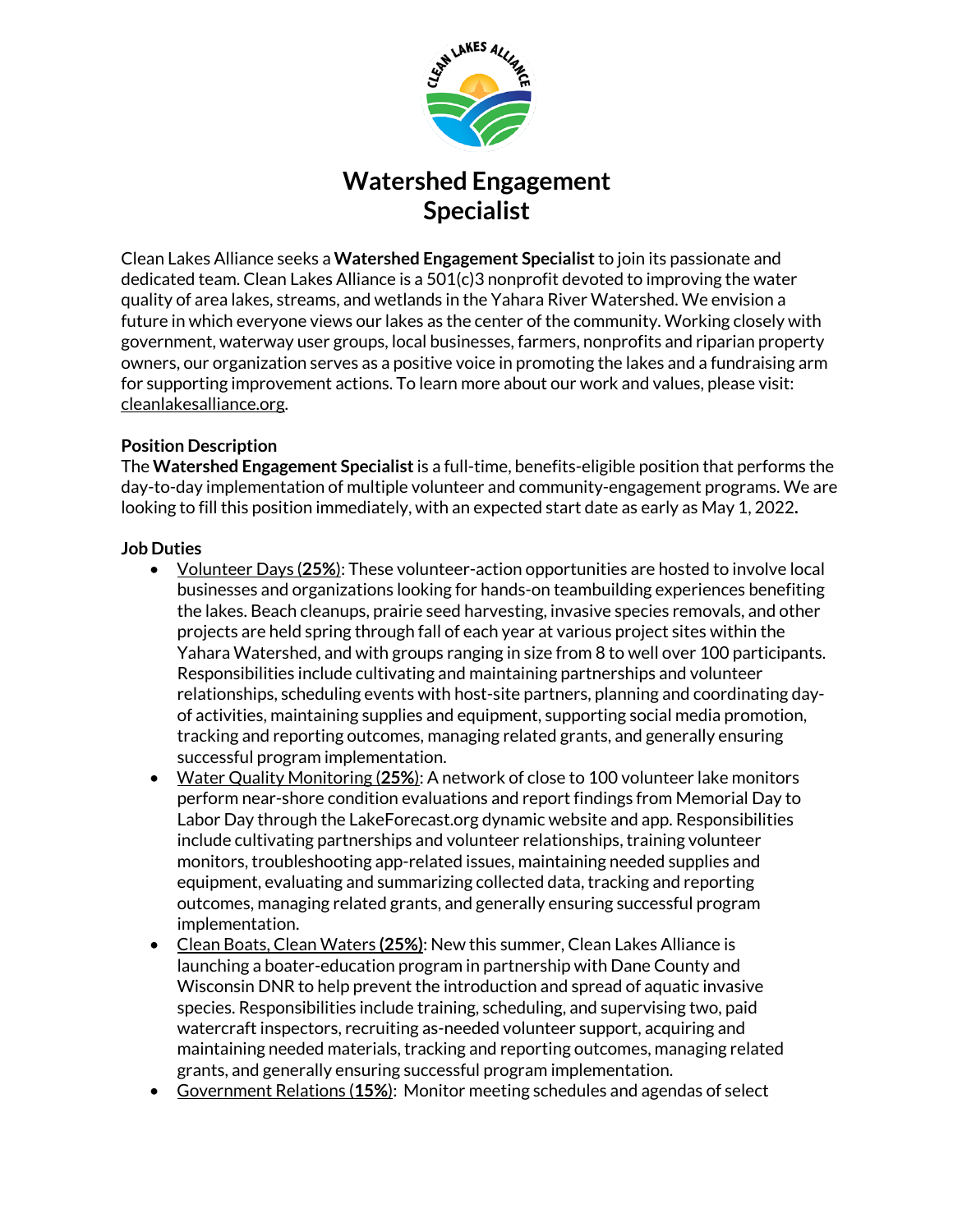# Watershed Engagement Specialist

Clean Lakes Alliance seeks a **Watershed Engagement Specialist** to join its passionate and dedicated team. Clean Lakes Alliance is a 501(c)3 nonprofit devoted to improving the water quality of area lakes, streams, and wetlands in the Yahara River Watershed. We envision a future in which everyone views our lakes as the center of the community. Working closely with government, waterway user groups, local businesses, farmers, nonprofits and riparian property owners, our organization serves as a positive voice in promoting the lakes and a fundraising arm for supporting improvement actions. To learn more about our work and values, please visit: cleanlakesalliance.org.

**Position Description**

The **Watershed Engagement Specialist** is a full-time, benefits-eligible position that performs the day-to-day implementation of multiple volunteer and community-engagement programs. We are looking to fill this position immediately, with an expected start date as early as May 1, 2022**.**

**Job Duties**

- Volunteer Days (**25%**): These volunteer-action opportunities are hosted to involve local businesses and organizations looking for hands-on teambuilding experiences benefiting the lakes. Beach cleanups, prairie seed harvesting, invasive species removals, and other projects are held spring through fall of each year at various project sites within the Yahara Watershed, and with groups ranging in size from 8 to well over 100 participants. Responsibilities include cultivating and maintaining partnerships and volunteer relationships, scheduling events with host-site partners, planning and coordinating day-of activities, maintaining supplies and equipment, supporting social media promotion, tracking and reporting outcomes, managing related grants, and generally ensuring successful program implementation.
- Water Quality Monitoring (**25%**): A network of close to 100 volunteer lake monitors perform near-shore condition evaluations and report findings from Memorial Day to Labor Day through the LakeForecast.org dynamic website and app. Responsibilities include cultivating partnerships and volunteer relationships, training volunteer monitors, troubleshooting app-related issues, maintaining needed supplies and equipment, evaluating and summarizing collected data, tracking and reporting outcomes, managing related grants, and generally ensuring successful program implementation.
- Clean Boats, Clean Waters **(25%)**: New this summer, Clean Lakes Alliance is launching a boater-education program in partnership with Dane County and Wisconsin DNR to help prevent the introduction and spread of aquatic invasive species. Responsibilities include training, scheduling, and supervising two, paid watercraft inspectors, recruiting as-needed volunteer support, acquiring and maintaining needed materials, tracking and reporting outcomes, managing related grants, and generally ensuring successful program implementation.
- Government Relations (**15%**): Monitor meeting schedules and agendas of select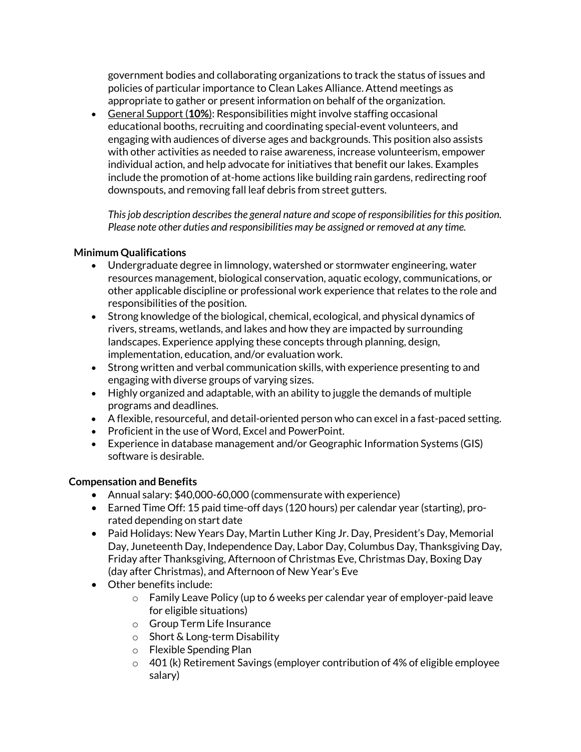government bodies and collaborating organizations to track the status of issues and policies of particular importance to Clean Lakes Alliance. Attend meetings as appropriate to gather or present information on behalf of the organization.

- General Support (**10%**): Responsibilities might involve staffing occasional educational booths, recruiting and coordinating special-event volunteers, and engaging with audiences of diverse ages and backgrounds. This position also assists with other activities as needed to raise awareness, increase volunteerism, empower individual action, and help advocate for initiatives that benefit our lakes. Examples include the promotion of at-home actions like building rain gardens, redirecting roof downspouts, and removing fall leaf debris from street gutters.

  *This job description describes the general nature and scope of responsibilities for this position. Please note other duties and responsibilities may be assigned or removed at any time.*

**Minimum Qualifications**

- Undergraduate degree in limnology, watershed or stormwater engineering, water resources management, biological conservation, aquatic ecology, communications, or other applicable discipline or professional work experience that relates to the role and responsibilities of the position.
- Strong knowledge of the biological, chemical, ecological, and physical dynamics of rivers, streams, wetlands, and lakes and how they are impacted by surrounding landscapes. Experience applying these concepts through planning, design, implementation, education, and/or evaluation work.
- Strong written and verbal communication skills, with experience presenting to and engaging with diverse groups of varying sizes.
- Highly organized and adaptable, with an ability to juggle the demands of multiple programs and deadlines.
- A flexible, resourceful, and detail-oriented person who can excel in a fast-paced setting.
- Proficient in the use of Word, Excel and PowerPoint.
- Experience in database management and/or Geographic Information Systems (GIS) software is desirable.

**Compensation and Benefits**

- Annual salary: $40,000-60,000 (commensurate with experience)
- Earned Time Off: 15 paid time-off days (120 hours) per calendar year (starting), pro-rated depending on start date
- Paid Holidays: New Years Day, Martin Luther King Jr. Day, President's Day, Memorial Day, Juneteenth Day, Independence Day, Labor Day, Columbus Day, Thanksgiving Day, Friday after Thanksgiving, Afternoon of Christmas Eve, Christmas Day, Boxing Day (day after Christmas), and Afternoon of New Year's Eve
- Other benefits include:
  - Family Leave Policy (up to 6 weeks per calendar year of employer-paid leave for eligible situations)
  - Group Term Life Insurance
  - Short & Long-term Disability
  - Flexible Spending Plan
  - 401 (k) Retirement Savings (employer contribution of 4% of eligible employee salary)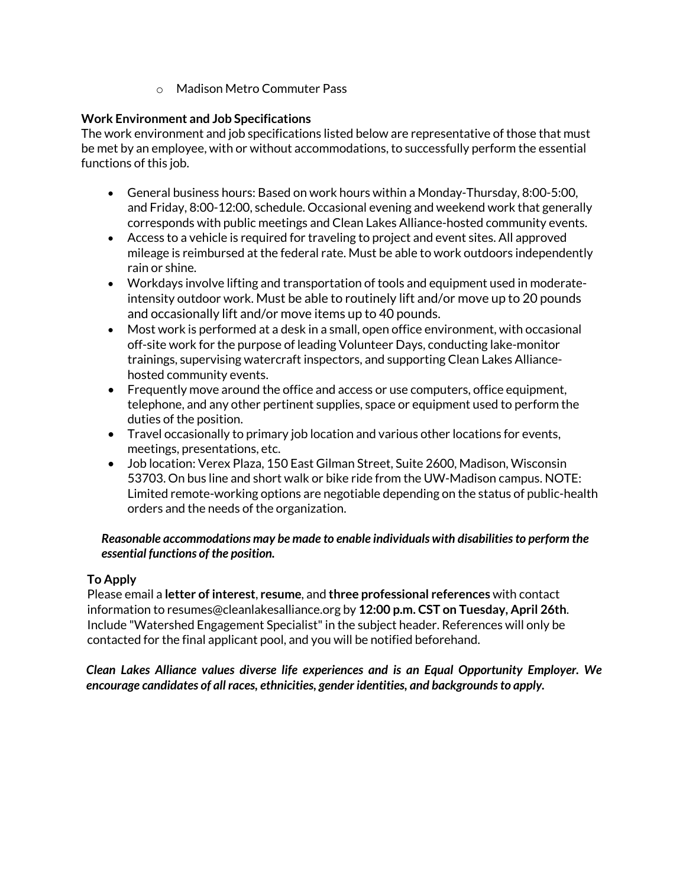- Madison Metro Commuter Pass

**Work Environment and Job Specifications**
The work environment and job specifications listed below are representative of those that must be met by an employee, with or without accommodations, to successfully perform the essential functions of this job.

- General business hours: Based on work hours within a Monday-Thursday, 8:00-5:00, and Friday, 8:00-12:00, schedule. Occasional evening and weekend work that generally corresponds with public meetings and Clean Lakes Alliance-hosted community events.
- Access to a vehicle is required for traveling to project and event sites. All approved mileage is reimbursed at the federal rate. Must be able to work outdoors independently rain or shine.
- Workdays involve lifting and transportation of tools and equipment used in moderate-intensity outdoor work. Must be able to routinely lift and/or move up to 20 pounds and occasionally lift and/or move items up to 40 pounds.
- Most work is performed at a desk in a small, open office environment, with occasional off-site work for the purpose of leading Volunteer Days, conducting lake-monitor trainings, supervising watercraft inspectors, and supporting Clean Lakes Alliance-hosted community events.
- Frequently move around the office and access or use computers, office equipment, telephone, and any other pertinent supplies, space or equipment used to perform the duties of the position.
- Travel occasionally to primary job location and various other locations for events, meetings, presentations, etc.
- Job location: Verex Plaza, 150 East Gilman Street, Suite 2600, Madison, Wisconsin 53703. On bus line and short walk or bike ride from the UW-Madison campus. NOTE: Limited remote-working options are negotiable depending on the status of public-health orders and the needs of the organization.

***Reasonable accommodations may be made to enable individuals with disabilities to perform the essential functions of the position.***

**To Apply**
Please email a **letter of interest**, **resume**, and **three professional references** with contact information to resumes@cleanlakesalliance.org by **12:00 p.m. CST on Tuesday, April 26th**. Include "Watershed Engagement Specialist" in the subject header. References will only be contacted for the final applicant pool, and you will be notified beforehand.

***Clean Lakes Alliance values diverse life experiences and is an Equal Opportunity Employer. We encourage candidates of all races, ethnicities, gender identities, and backgrounds to apply.***